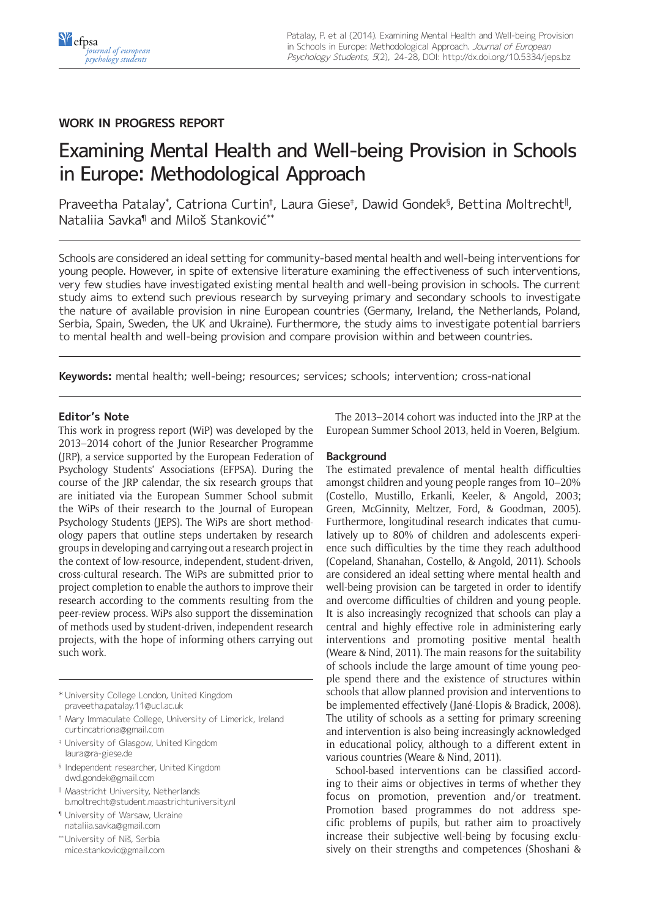WORK IN PROGRESS REPORT

# Examining Mental Health and Well-being Provision in Schools in Europe: Methodological Approach

Praveetha Patalay[*], Catriona Curtin[†], Laura Giese[‡], Dawid Gondek[§], Bettina Moltrecht[‖], Nataliia Savka[¶] and Miloš Stanković[**]

Schools are considered an ideal setting for community-based mental health and well-being interventions for young people. However, in spite of extensive literature examining the effectiveness of such interventions, very few studies have investigated existing mental health and well-being provision in schools. The current study aims to extend such previous research by surveying primary and secondary schools to investigate the nature of available provision in nine European countries (Germany, Ireland, the Netherlands, Poland, Serbia, Spain, Sweden, the UK and Ukraine). Furthermore, the study aims to investigate potential barriers to mental health and well-being provision and compare provision within and between countries.

**Keywords:** mental health; well-being; resources; services; schools; intervention; cross-national

## Editor's Note

This work in progress report (WiP) was developed by the 2013–2014 cohort of the Junior Researcher Programme (JRP), a service supported by the European Federation of Psychology Students' Associations (EFPSA). During the course of the JRP calendar, the six research groups that are initiated via the European Summer School submit the WiPs of their research to the Journal of European Psychology Students (JEPS). The WiPs are short methodology papers that outline steps undertaken by research groups in developing and carrying out a research project in the context of low-resource, independent, student-driven, cross-cultural research. The WiPs are submitted prior to project completion to enable the authors to improve their research according to the comments resulting from the peer-review process. WiPs also support the dissemination of methods used by student-driven, independent research projects, with the hope of informing others carrying out such work.

The 2013–2014 cohort was inducted into the JRP at the European Summer School 2013, held in Voeren, Belgium.

## Background

The estimated prevalence of mental health difficulties amongst children and young people ranges from 10–20% (Costello, Mustillo, Erkanli, Keeler, & Angold, 2003; Green, McGinnity, Meltzer, Ford, & Goodman, 2005). Furthermore, longitudinal research indicates that cumulatively up to 80% of children and adolescents experience such difficulties by the time they reach adulthood (Copeland, Shanahan, Costello, & Angold, 2011). Schools are considered an ideal setting where mental health and well-being provision can be targeted in order to identify and overcome difficulties of children and young people. It is also increasingly recognized that schools can play a central and highly effective role in administering early interventions and promoting positive mental health (Weare & Nind, 2011). The main reasons for the suitability of schools include the large amount of time young people spend there and the existence of structures within schools that allow planned provision and interventions to be implemented effectively (Jané-Llopis & Bradick, 2008). The utility of schools as a setting for primary screening and intervention is also being increasingly acknowledged in educational policy, although to a different extent in various countries (Weare & Nind, 2011).

School-based interventions can be classified according to their aims or objectives in terms of whether they focus on promotion, prevention and/or treatment. Promotion based programmes do not address specific problems of pupils, but rather aim to proactively increase their subjective well-being by focusing exclusively on their strengths and competences (Shoshani &

---

[*] University College London, United Kingdom
praveetha.patalay.11@ucl.ac.uk

[†] Mary Immaculate College, University of Limerick, Ireland
curtincatriona@gmail.com

[‡] University of Glasgow, United Kingdom
laura@ra-giese.de

[§] Independent researcher, United Kingdom
dwd.gondek@gmail.com

[‖] Maastricht University, Netherlands
b.moltrecht@student.maastrichtuniversity.nl

[¶] University of Warsaw, Ukraine
nataliia.savka@gmail.com

[**] University of Niš, Serbia
mice.stankovic@gmail.com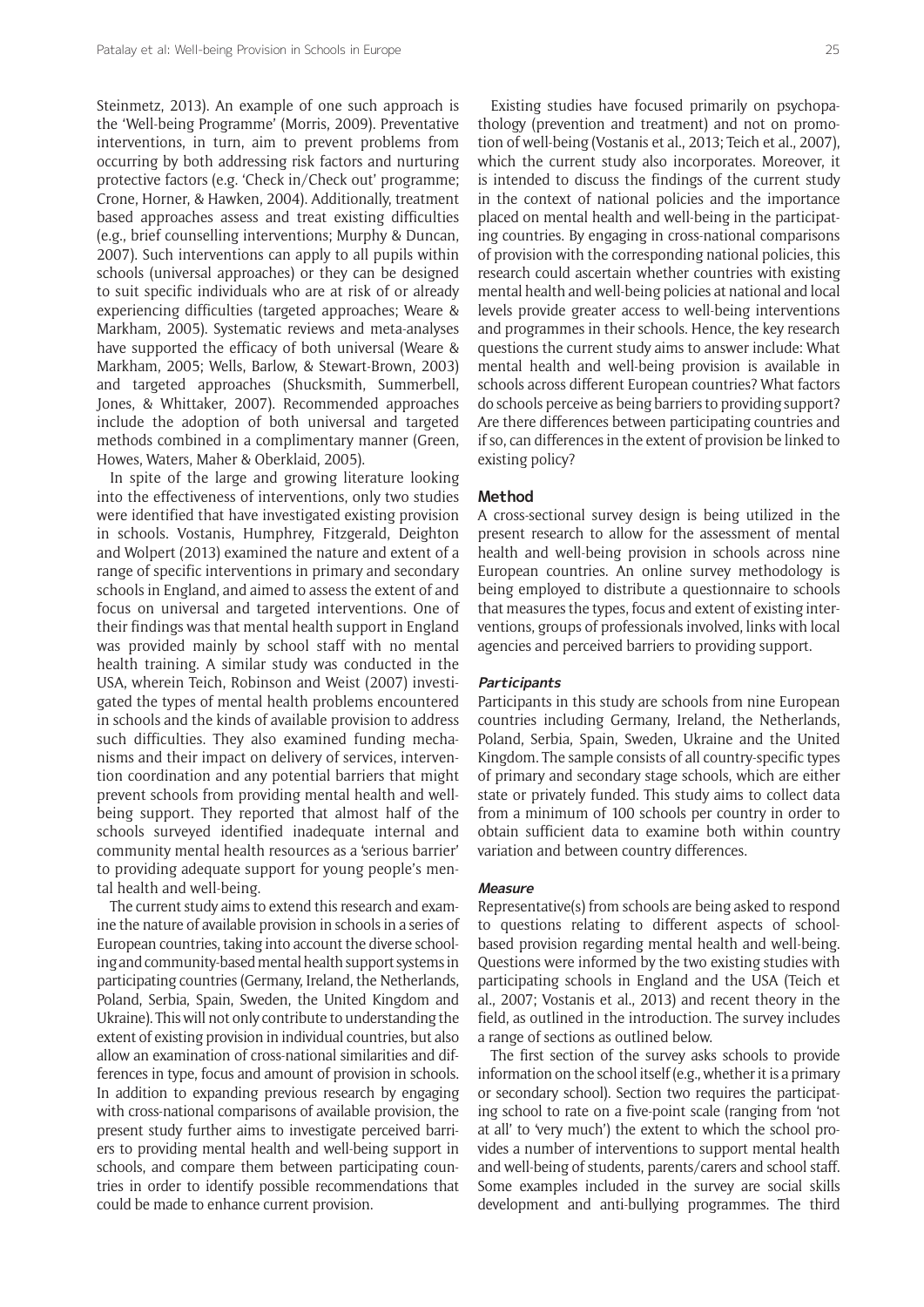Steinmetz, 2013). An example of one such approach is the 'Well-being Programme' (Morris, 2009). Preventative interventions, in turn, aim to prevent problems from occurring by both addressing risk factors and nurturing protective factors (e.g. 'Check in/Check out' programme; Crone, Horner, & Hawken, 2004). Additionally, treatment based approaches assess and treat existing difficulties (e.g., brief counselling interventions; Murphy & Duncan, 2007). Such interventions can apply to all pupils within schools (universal approaches) or they can be designed to suit specific individuals who are at risk of or already experiencing difficulties (targeted approaches; Weare & Markham, 2005). Systematic reviews and meta-analyses have supported the efficacy of both universal (Weare & Markham, 2005; Wells, Barlow, & Stewart-Brown, 2003) and targeted approaches (Shucksmith, Summerbell, Jones, & Whittaker, 2007). Recommended approaches include the adoption of both universal and targeted methods combined in a complimentary manner (Green, Howes, Waters, Maher & Oberklaid, 2005).

In spite of the large and growing literature looking into the effectiveness of interventions, only two studies were identified that have investigated existing provision in schools. Vostanis, Humphrey, Fitzgerald, Deighton and Wolpert (2013) examined the nature and extent of a range of specific interventions in primary and secondary schools in England, and aimed to assess the extent of and focus on universal and targeted interventions. One of their findings was that mental health support in England was provided mainly by school staff with no mental health training. A similar study was conducted in the USA, wherein Teich, Robinson and Weist (2007) investigated the types of mental health problems encountered in schools and the kinds of available provision to address such difficulties. They also examined funding mechanisms and their impact on delivery of services, intervention coordination and any potential barriers that might prevent schools from providing mental health and well-being support. They reported that almost half of the schools surveyed identified inadequate internal and community mental health resources as a 'serious barrier' to providing adequate support for young people's mental health and well-being.

The current study aims to extend this research and examine the nature of available provision in schools in a series of European countries, taking into account the diverse schooling and community-based mental health support systems in participating countries (Germany, Ireland, the Netherlands, Poland, Serbia, Spain, Sweden, the United Kingdom and Ukraine). This will not only contribute to understanding the extent of existing provision in individual countries, but also allow an examination of cross-national similarities and differences in type, focus and amount of provision in schools. In addition to expanding previous research by engaging with cross-national comparisons of available provision, the present study further aims to investigate perceived barriers to providing mental health and well-being support in schools, and compare them between participating countries in order to identify possible recommendations that could be made to enhance current provision.

Existing studies have focused primarily on psychopathology (prevention and treatment) and not on promotion of well-being (Vostanis et al., 2013; Teich et al., 2007), which the current study also incorporates. Moreover, it is intended to discuss the findings of the current study in the context of national policies and the importance placed on mental health and well-being in the participating countries. By engaging in cross-national comparisons of provision with the corresponding national policies, this research could ascertain whether countries with existing mental health and well-being policies at national and local levels provide greater access to well-being interventions and programmes in their schools. Hence, the key research questions the current study aims to answer include: What mental health and well-being provision is available in schools across different European countries? What factors do schools perceive as being barriers to providing support? Are there differences between participating countries and if so, can differences in the extent of provision be linked to existing policy?

## Method

A cross-sectional survey design is being utilized in the present research to allow for the assessment of mental health and well-being provision in schools across nine European countries. An online survey methodology is being employed to distribute a questionnaire to schools that measures the types, focus and extent of existing interventions, groups of professionals involved, links with local agencies and perceived barriers to providing support.

### *Participants*

Participants in this study are schools from nine European countries including Germany, Ireland, the Netherlands, Poland, Serbia, Spain, Sweden, Ukraine and the United Kingdom. The sample consists of all country-specific types of primary and secondary stage schools, which are either state or privately funded. This study aims to collect data from a minimum of 100 schools per country in order to obtain sufficient data to examine both within country variation and between country differences.

### *Measure*

Representative(s) from schools are being asked to respond to questions relating to different aspects of school-based provision regarding mental health and well-being. Questions were informed by the two existing studies with participating schools in England and the USA (Teich et al., 2007; Vostanis et al., 2013) and recent theory in the field, as outlined in the introduction. The survey includes a range of sections as outlined below.

The first section of the survey asks schools to provide information on the school itself (e.g., whether it is a primary or secondary school). Section two requires the participating school to rate on a five-point scale (ranging from 'not at all' to 'very much') the extent to which the school provides a number of interventions to support mental health and well-being of students, parents/carers and school staff. Some examples included in the survey are social skills development and anti-bullying programmes. The third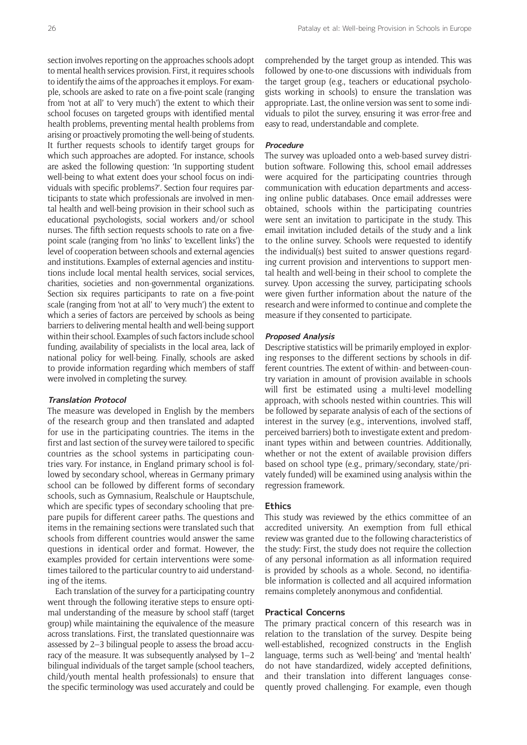section involves reporting on the approaches schools adopt to mental health services provision. First, it requires schools to identify the aims of the approaches it employs. For example, schools are asked to rate on a five-point scale (ranging from 'not at all' to 'very much') the extent to which their school focuses on targeted groups with identified mental health problems, preventing mental health problems from arising or proactively promoting the well-being of students. It further requests schools to identify target groups for which such approaches are adopted. For instance, schools are asked the following question: 'In supporting student well-being to what extent does your school focus on individuals with specific problems?'. Section four requires participants to state which professionals are involved in mental health and well-being provision in their school such as educational psychologists, social workers and/or school nurses. The fifth section requests schools to rate on a five-point scale (ranging from 'no links' to 'excellent links') the level of cooperation between schools and external agencies and institutions. Examples of external agencies and institutions include local mental health services, social services, charities, societies and non-governmental organizations. Section six requires participants to rate on a five-point scale (ranging from 'not at all' to 'very much') the extent to which a series of factors are perceived by schools as being barriers to delivering mental health and well-being support within their school. Examples of such factors include school funding, availability of specialists in the local area, lack of national policy for well-being. Finally, schools are asked to provide information regarding which members of staff were involved in completing the survey.

#### *Translation Protocol*

The measure was developed in English by the members of the research group and then translated and adapted for use in the participating countries. The items in the first and last section of the survey were tailored to specific countries as the school systems in participating countries vary. For instance, in England primary school is followed by secondary school, whereas in Germany primary school can be followed by different forms of secondary schools, such as Gymnasium, Realschule or Hauptschule, which are specific types of secondary schooling that prepare pupils for different career paths. The questions and items in the remaining sections were translated such that schools from different countries would answer the same questions in identical order and format. However, the examples provided for certain interventions were sometimes tailored to the particular country to aid understanding of the items.

Each translation of the survey for a participating country went through the following iterative steps to ensure optimal understanding of the measure by school staff (target group) while maintaining the equivalence of the measure across translations. First, the translated questionnaire was assessed by 2–3 bilingual people to assess the broad accuracy of the measure. It was subsequently analysed by 1–2 bilingual individuals of the target sample (school teachers, child/youth mental health professionals) to ensure that the specific terminology was used accurately and could be comprehended by the target group as intended. This was followed by one-to-one discussions with individuals from the target group (e.g., teachers or educational psychologists working in schools) to ensure the translation was appropriate. Last, the online version was sent to some individuals to pilot the survey, ensuring it was error-free and easy to read, understandable and complete.

#### *Procedure*

The survey was uploaded onto a web-based survey distribution software. Following this, school email addresses were acquired for the participating countries through communication with education departments and accessing online public databases. Once email addresses were obtained, schools within the participating countries were sent an invitation to participate in the study. This email invitation included details of the study and a link to the online survey. Schools were requested to identify the individual(s) best suited to answer questions regarding current provision and interventions to support mental health and well-being in their school to complete the survey. Upon accessing the survey, participating schools were given further information about the nature of the research and were informed to continue and complete the measure if they consented to participate.

#### *Proposed Analysis*

Descriptive statistics will be primarily employed in exploring responses to the different sections by schools in different countries. The extent of within- and between-country variation in amount of provision available in schools will first be estimated using a multi-level modelling approach, with schools nested within countries. This will be followed by separate analysis of each of the sections of interest in the survey (e.g., interventions, involved staff, perceived barriers) both to investigate extent and predominant types within and between countries. Additionally, whether or not the extent of available provision differs based on school type (e.g., primary/secondary, state/privately funded) will be examined using analysis within the regression framework.

### Ethics

This study was reviewed by the ethics committee of an accredited university. An exemption from full ethical review was granted due to the following characteristics of the study: First, the study does not require the collection of any personal information as all information required is provided by schools as a whole. Second, no identifiable information is collected and all acquired information remains completely anonymous and confidential.

### Practical Concerns

The primary practical concern of this research was in relation to the translation of the survey. Despite being well-established, recognized constructs in the English language, terms such as 'well-being' and 'mental health' do not have standardized, widely accepted definitions, and their translation into different languages consequently proved challenging. For example, even though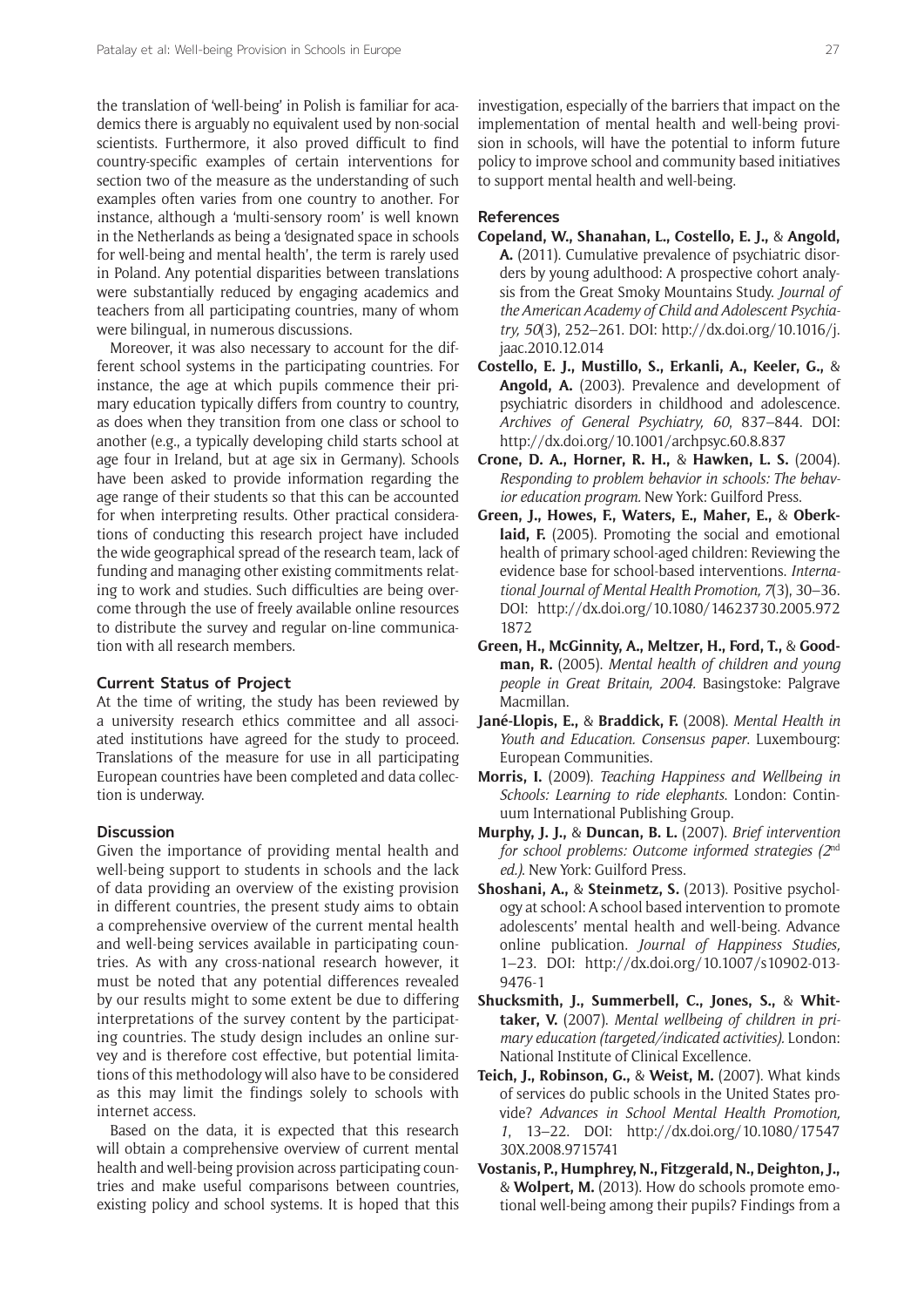the translation of 'well-being' in Polish is familiar for academics there is arguably no equivalent used by non-social scientists. Furthermore, it also proved difficult to find country-specific examples of certain interventions for section two of the measure as the understanding of such examples often varies from one country to another. For instance, although a 'multi-sensory room' is well known in the Netherlands as being a 'designated space in schools for well-being and mental health', the term is rarely used in Poland. Any potential disparities between translations were substantially reduced by engaging academics and teachers from all participating countries, many of whom were bilingual, in numerous discussions.

Moreover, it was also necessary to account for the different school systems in the participating countries. For instance, the age at which pupils commence their primary education typically differs from country to country, as does when they transition from one class or school to another (e.g., a typically developing child starts school at age four in Ireland, but at age six in Germany). Schools have been asked to provide information regarding the age range of their students so that this can be accounted for when interpreting results. Other practical considerations of conducting this research project have included the wide geographical spread of the research team, lack of funding and managing other existing commitments relating to work and studies. Such difficulties are being overcome through the use of freely available online resources to distribute the survey and regular on-line communication with all research members.

### Current Status of Project

At the time of writing, the study has been reviewed by a university research ethics committee and all associated institutions have agreed for the study to proceed. Translations of the measure for use in all participating European countries have been completed and data collection is underway.

### Discussion

Given the importance of providing mental health and well-being support to students in schools and the lack of data providing an overview of the existing provision in different countries, the present study aims to obtain a comprehensive overview of the current mental health and well-being services available in participating countries. As with any cross-national research however, it must be noted that any potential differences revealed by our results might to some extent be due to differing interpretations of the survey content by the participating countries. The study design includes an online survey and is therefore cost effective, but potential limitations of this methodology will also have to be considered as this may limit the findings solely to schools with internet access.

Based on the data, it is expected that this research will obtain a comprehensive overview of current mental health and well-being provision across participating countries and make useful comparisons between countries, existing policy and school systems. It is hoped that this investigation, especially of the barriers that impact on the implementation of mental health and well-being provision in schools, will have the potential to inform future policy to improve school and community based initiatives to support mental health and well-being.

### References

**Copeland, W., Shanahan, L., Costello, E. J.,** & **Angold, A.** (2011). Cumulative prevalence of psychiatric disorders by young adulthood: A prospective cohort analysis from the Great Smoky Mountains Study. *Journal of the American Academy of Child and Adolescent Psychiatry, 50*(3), 252–261. DOI: http://dx.doi.org/10.1016/j.jaac.2010.12.014

**Costello, E. J., Mustillo, S., Erkanli, A., Keeler, G.,** & **Angold, A.** (2003). Prevalence and development of psychiatric disorders in childhood and adolescence. *Archives of General Psychiatry, 60*, 837–844. DOI: http://dx.doi.org/10.1001/archpsyc.60.8.837

**Crone, D. A., Horner, R. H.,** & **Hawken, L. S.** (2004). *Responding to problem behavior in schools: The behavior education program.* New York: Guilford Press.

**Green, J., Howes, F., Waters, E., Maher, E.,** & **Oberklaid, F.** (2005). Promoting the social and emotional health of primary school-aged children: Reviewing the evidence base for school-based interventions. *International Journal of Mental Health Promotion, 7*(3), 30–36. DOI: http://dx.doi.org/10.1080/14623730.2005.9721872

**Green, H., McGinnity, A., Meltzer, H., Ford, T.,** & **Goodman, R.** (2005). *Mental health of children and young people in Great Britain, 2004.* Basingstoke: Palgrave Macmillan.

**Jané-Llopis, E.,** & **Braddick, F.** (2008). *Mental Health in Youth and Education. Consensus paper*. Luxembourg: European Communities.

**Morris, I.** (2009). *Teaching Happiness and Wellbeing in Schools: Learning to ride elephants.* London: Continuum International Publishing Group.

**Murphy, J. J.,** & **Duncan, B. L.** (2007). *Brief intervention for school problems: Outcome informed strategies (2nd ed.).* New York: Guilford Press.

**Shoshani, A.,** & **Steinmetz, S.** (2013). Positive psychology at school: A school based intervention to promote adolescents' mental health and well-being. Advance online publication. *Journal of Happiness Studies,* 1–23. DOI: http://dx.doi.org/10.1007/s10902-013-9476-1

**Shucksmith, J., Summerbell, C., Jones, S.,** & **Whittaker, V.** (2007). *Mental wellbeing of children in primary education (targeted/indicated activities).* London: National Institute of Clinical Excellence.

**Teich, J., Robinson, G.,** & **Weist, M.** (2007). What kinds of services do public schools in the United States provide? *Advances in School Mental Health Promotion, 1*, 13–22. DOI: http://dx.doi.org/10.1080/1754730X.2008.9715741

**Vostanis, P., Humphrey, N., Fitzgerald, N., Deighton, J.,** & **Wolpert, M.** (2013). How do schools promote emotional well-being among their pupils? Findings from a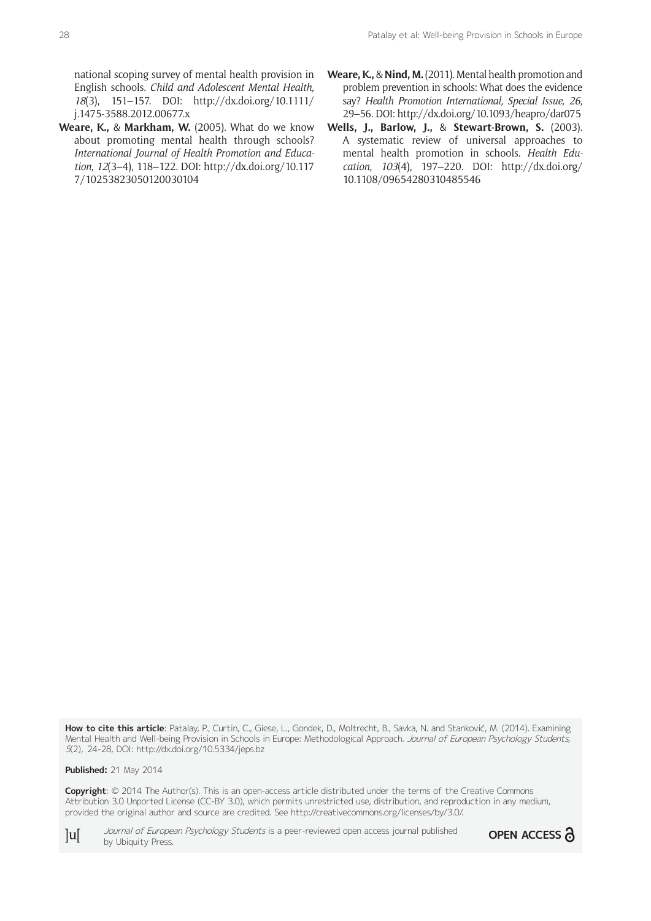national scoping survey of mental health provision in English schools. *Child and Adolescent Mental Health, 18*(3), 151–157. DOI: http://dx.doi.org/10.1111/j.1475-3588.2012.00677.x

**Weare, K.,** & **Markham, W.** (2005). What do we know about promoting mental health through schools? *International Journal of Health Promotion and Education, 12*(3–4), 118–122. DOI: http://dx.doi.org/10.1177/10253823050120030104

**Weare, K.,** & **Nind, M.** (2011). Mental health promotion and problem prevention in schools: What does the evidence say? *Health Promotion International, Special Issue, 26,* 29–56. DOI: http://dx.doi.org/10.1093/heapro/dar075

**Wells, J., Barlow, J.,** & **Stewart-Brown, S.** (2003). A systematic review of universal approaches to mental health promotion in schools. *Health Education, 103*(4), 197–220. DOI: http://dx.doi.org/10.1108/09654280310485546

**How to cite this article**: Patalay, P., Curtin, C., Giese, L., Gondek, D., Moltrecht, B., Savka, N. and Stanković, M. (2014). Examining Mental Health and Well-being Provision in Schools in Europe: Methodological Approach. *Journal of European Psychology Students, 5*(2), 24-28, DOI: http://dx.doi.org/10.5334/jeps.bz

**Published:** 21 May 2014

**Copyright**: © 2014 The Author(s). This is an open-access article distributed under the terms of the Creative Commons Attribution 3.0 Unported License (CC-BY 3.0), which permits unrestricted use, distribution, and reproduction in any medium, provided the original author and source are credited. See http://creativecommons.org/licenses/by/3.0/.

*Journal of European Psychology Students* is a peer-reviewed open access journal published by Ubiquity Press.

**OPEN ACCESS**